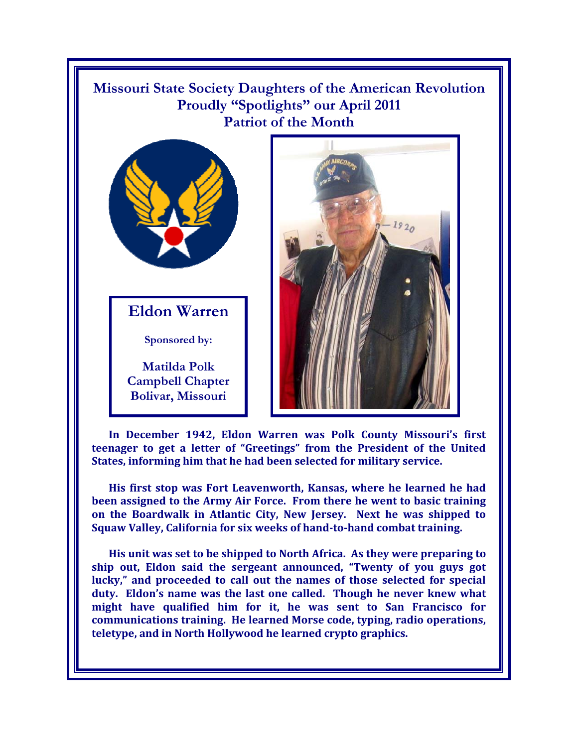# Missouri State Society Daughters of the American Revolution Proudly "Spotlights" our April 2011 Patriot of the Month

## Eldon Warren

**Sponsored by:**

**Matilda Polk Campbell Chapter Bolivar, Missouri**

**In December 1942, Eldon Warren was Polk County Missouri's first teenager to get a letter of "Greetings" from the President of the United States, informing him that he had been selected for military service.**

**His first stop was Fort Leavenworth, Kansas, where he learned he had been assigned to the Army Air Force. From there he went to basic training on the Boardwalk in Atlantic City, New Jersey. Next he was shipped to Squaw Valley, California for six weeks of hand-to-hand combat training.**

**His unit was set to be shipped to North Africa. As they were preparing to ship out, Eldon said the sergeant announced, "Twenty of you guys got lucky," and proceeded to call out the names of those selected for special duty. Eldon's name was the last one called. Though he never knew what might have qualified him for it, he was sent to San Francisco for communications training. He learned Morse code, typing, radio operations, teletype, and in North Hollywood he learned crypto graphics.**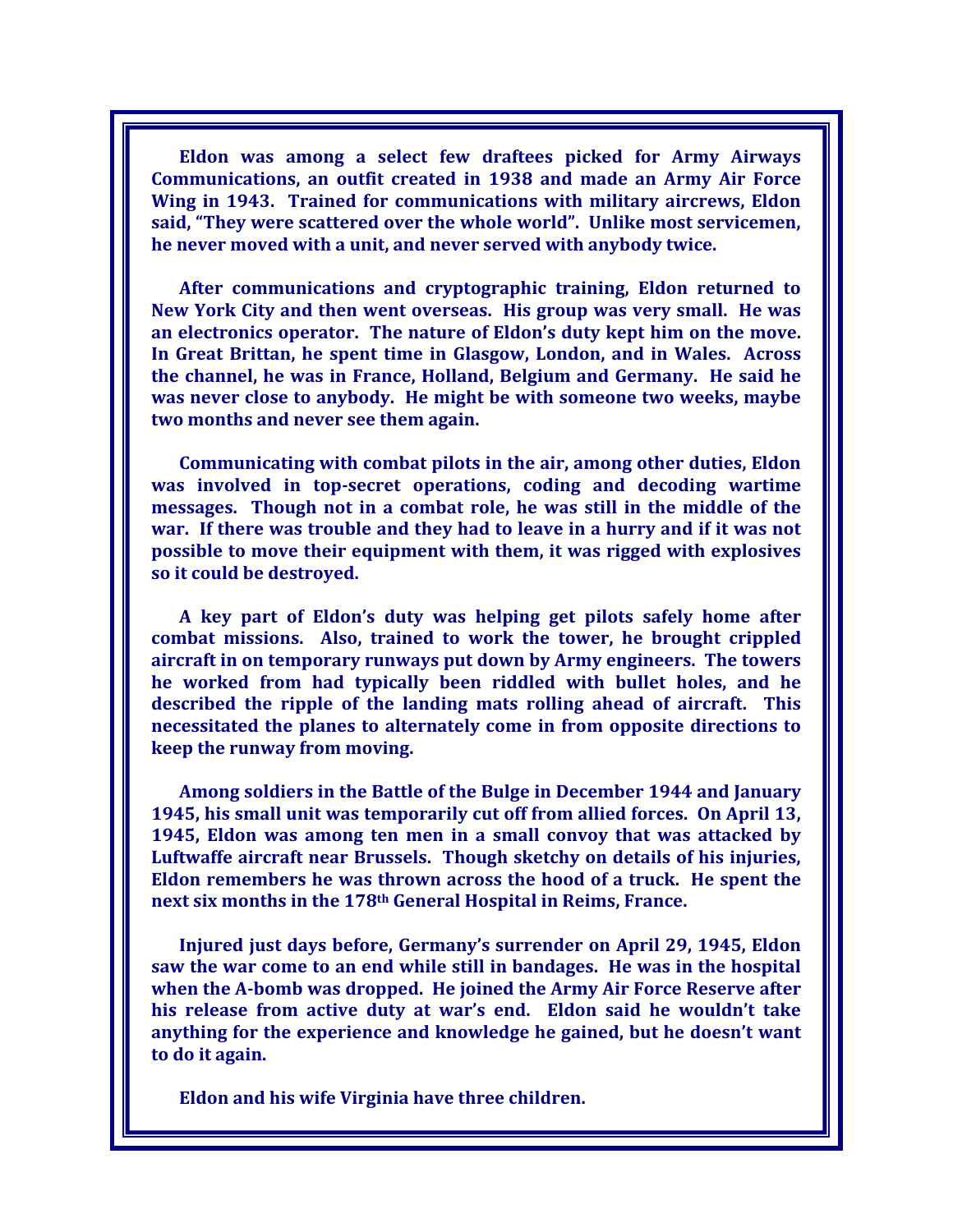**Eldon was among a select few draftees picked for Army Airways Communications, an outfit created in 1938 and made an Army Air Force Wing in 1943. Trained for communications with military aircrews, Eldon said, "They were scattered over the whole world". Unlike most servicemen, he never moved with a unit, and never served with anybody twice.**

**After communications and cryptographic training, Eldon returned to New York City and then went overseas. His group was very small. He was an electronics operator. The nature of Eldon's duty kept him on the move. In Great Brittan, he spent time in Glasgow, London, and in Wales. Across the channel, he was in France, Holland, Belgium and Germany. He said he was never close to anybody. He might be with someone two weeks, maybe two months and never see them again.**

**Communicating with combat pilots in the air, among other duties, Eldon was involved in top-secret operations, coding and decoding wartime messages. Though not in a combat role, he was still in the middle of the war. If there was trouble and they had to leave in a hurry and if it was not possible to move their equipment with them, it was rigged with explosives so it could be destroyed.**

**A key part of Eldon's duty was helping get pilots safely home after combat missions. Also, trained to work the tower, he brought crippled aircraft in on temporary runways put down by Army engineers. The towers he worked from had typically been riddled with bullet holes, and he described the ripple of the landing mats rolling ahead of aircraft. This necessitated the planes to alternately come in from opposite directions to keep the runway from moving.**

**Among soldiers in the Battle of the Bulge in December 1944 and January 1945, his small unit was temporarily cut off from allied forces. On April 13, 1945, Eldon was among ten men in a small convoy that was attacked by Luftwaffe aircraft near Brussels. Though sketchy on details of his injuries, Eldon remembers he was thrown across the hood of a truck. He spent the next six months in the 178th General Hospital in Reims, France.**

**Injured just days before, Germany's surrender on April 29, 1945, Eldon saw the war come to an end while still in bandages. He was in the hospital when the A-bomb was dropped. He joined the Army Air Force Reserve after his release from active duty at war's end. Eldon said he wouldn't take anything for the experience and knowledge he gained, but he doesn't want to do it again.**

**Eldon and his wife Virginia have three children.**